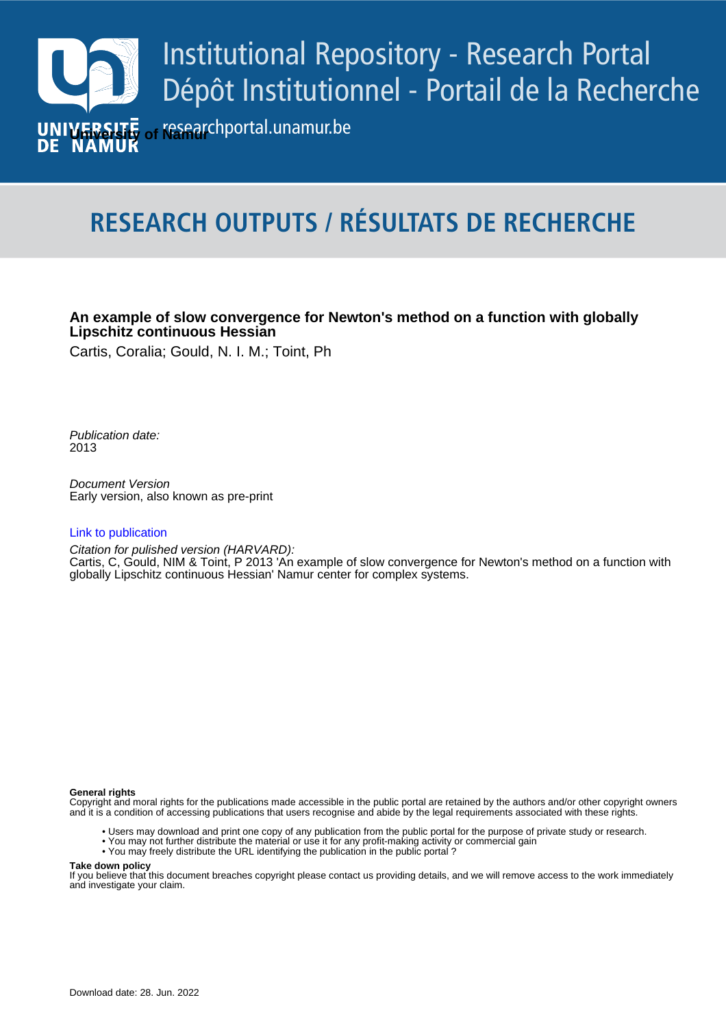Institutional Repository - Research Portal
Dépôt Institutionnel - Portail de la Recherche

researchportal.unamur.be

University of Namur

# RESEARCH OUTPUTS / RÉSULTATS DE RECHERCHE

**An example of slow convergence for Newton's method on a function with globally Lipschitz continuous Hessian**

Cartis, Coralia; Gould, N. I. M.; Toint, Ph

*Publication date:*
2013

*Document Version*
Early version, also known as pre-print

Link to publication

*Citation for pulished version (HARVARD):*
Cartis, C, Gould, NIM & Toint, P 2013 'An example of slow convergence for Newton's method on a function with globally Lipschitz continuous Hessian' Namur center for complex systems.

**General rights**
Copyright and moral rights for the publications made accessible in the public portal are retained by the authors and/or other copyright owners and it is a condition of accessing publications that users recognise and abide by the legal requirements associated with these rights.

- Users may download and print one copy of any publication from the public portal for the purpose of private study or research.
- You may not further distribute the material or use it for any profit-making activity or commercial gain
- You may freely distribute the URL identifying the publication in the public portal ?

**Take down policy**
If you believe that this document breaches copyright please contact us providing details, and we will remove access to the work immediately and investigate your claim.

Download date: 28. Jun. 2022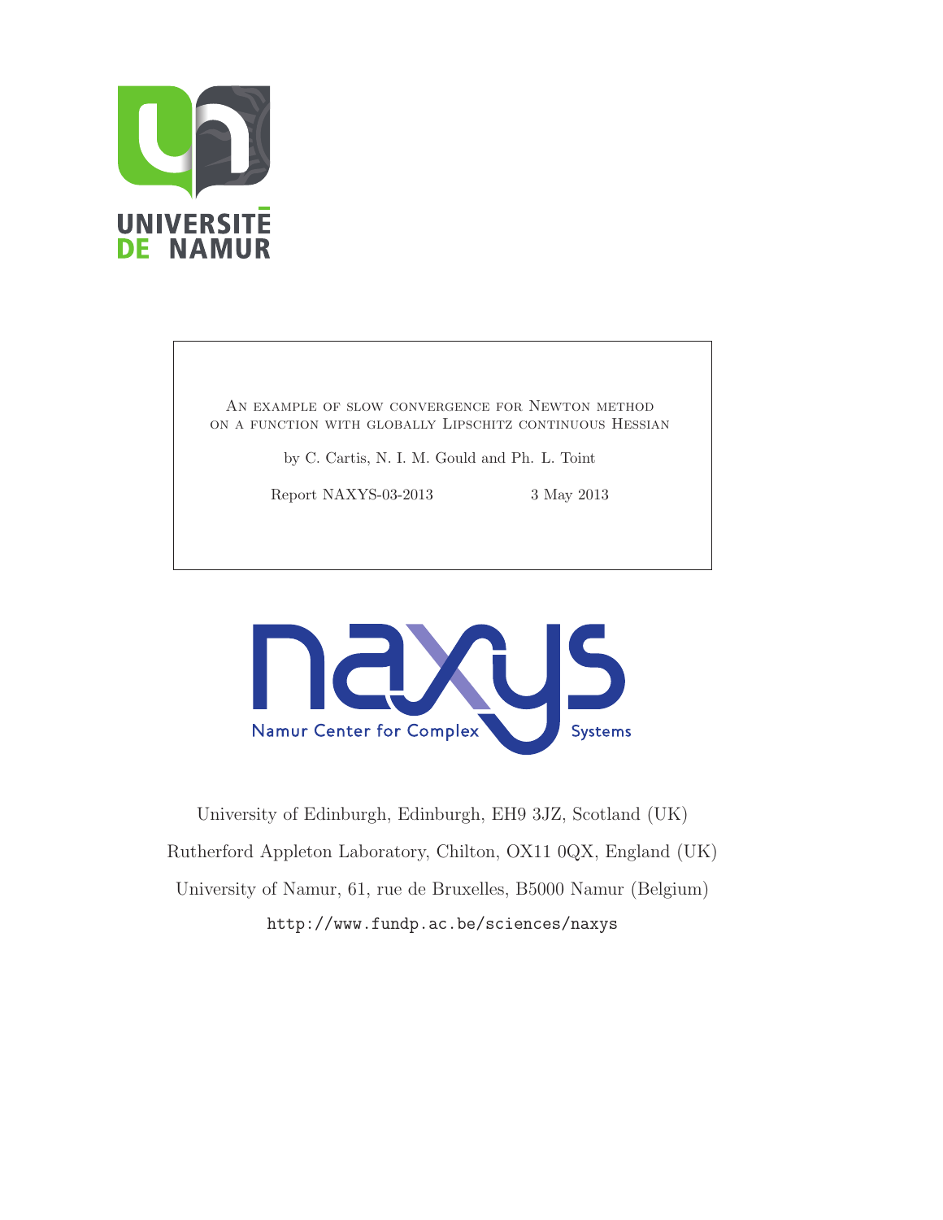An example of slow convergence for Newton method on a function with globally Lipschitz continuous Hessian

by C. Cartis, N. I. M. Gould and Ph. L. Toint

Report NAXYS-03-2013 3 May 2013

University of Edinburgh, Edinburgh, EH9 3JZ, Scotland (UK)

Rutherford Appleton Laboratory, Chilton, OX11 0QX, England (UK)

University of Namur, 61, rue de Bruxelles, B5000 Namur (Belgium)

http://www.fundp.ac.be/sciences/naxys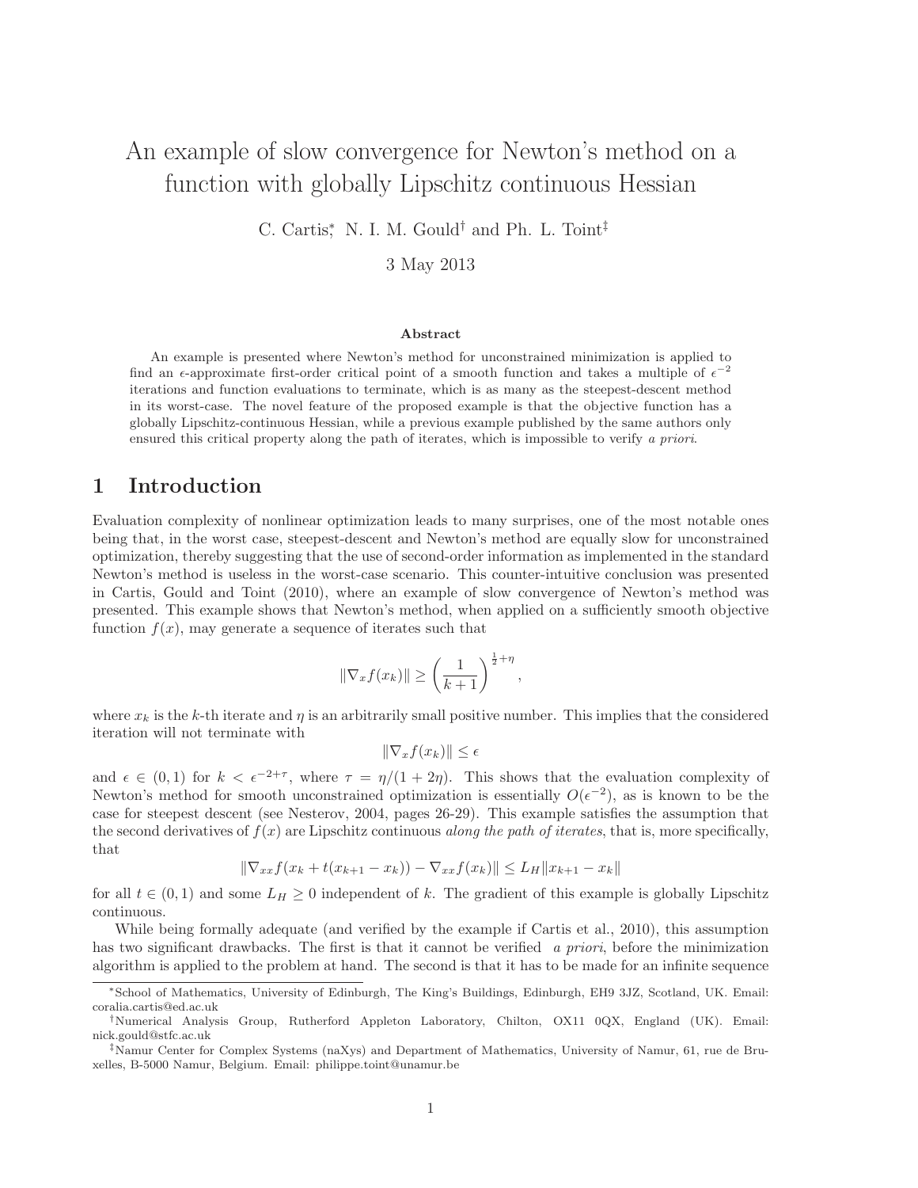# An example of slow convergence for Newton's method on a function with globally Lipschitz continuous Hessian

C. Cartis[*], N. I. M. Gould[†] and Ph. L. Toint[‡]

3 May 2013

### Abstract

An example is presented where Newton's method for unconstrained minimization is applied to find an $\epsilon$-approximate first-order critical point of a smooth function and takes a multiple of $\epsilon^{-2}$ iterations and function evaluations to terminate, which is as many as the steepest-descent method in its worst-case. The novel feature of the proposed example is that the objective function has a globally Lipschitz-continuous Hessian, while a previous example published by the same authors only ensured this critical property along the path of iterates, which is impossible to verify *a priori*.

## 1 Introduction

Evaluation complexity of nonlinear optimization leads to many surprises, one of the most notable ones being that, in the worst case, steepest-descent and Newton's method are equally slow for unconstrained optimization, thereby suggesting that the use of second-order information as implemented in the standard Newton's method is useless in the worst-case scenario. This counter-intuitive conclusion was presented in Cartis, Gould and Toint (2010), where an example of slow convergence of Newton's method was presented. This example shows that Newton's method, when applied on a sufficiently smooth objective function $f(x)$, may generate a sequence of iterates such that

$$\|\nabla_x f(x_k)\| \geq \left(\frac{1}{k+1}\right)^{\frac{1}{2}+\eta},$$

where $x_k$ is the $k$-th iterate and $\eta$ is an arbitrarily small positive number. This implies that the considered iteration will not terminate with

$$\|\nabla_x f(x_k)\| \leq \epsilon$$

and $\epsilon \in (0,1)$ for $k < \epsilon^{-2+\tau}$, where $\tau = \eta/(1+2\eta)$. This shows that the evaluation complexity of Newton's method for smooth unconstrained optimization is essentially $O(\epsilon^{-2})$, as is known to be the case for steepest descent (see Nesterov, 2004, pages 26-29). This example satisfies the assumption that the second derivatives of $f(x)$ are Lipschitz continuous *along the path of iterates*, that is, more specifically, that

$$\|\nabla_{xx} f(x_k + t(x_{k+1} - x_k)) - \nabla_{xx} f(x_k)\| \leq L_H \|x_{k+1} - x_k\|$$

for all $t \in (0,1)$ and some $L_H \geq 0$ independent of $k$. The gradient of this example is globally Lipschitz continuous.

While being formally adequate (and verified by the example if Cartis et al., 2010), this assumption has two significant drawbacks. The first is that it cannot be verified *a priori*, before the minimization algorithm is applied to the problem at hand. The second is that it has to be made for an infinite sequence

[*] School of Mathematics, University of Edinburgh, The King's Buildings, Edinburgh, EH9 3JZ, Scotland, UK. Email: coralia.cartis@ed.ac.uk

[†] Numerical Analysis Group, Rutherford Appleton Laboratory, Chilton, OX11 0QX, England (UK). Email: nick.gould@stfc.ac.uk

[‡] Namur Center for Complex Systems (naXys) and Department of Mathematics, University of Namur, 61, rue de Bruxelles, B-5000 Namur, Belgium. Email: philippe.toint@unamur.be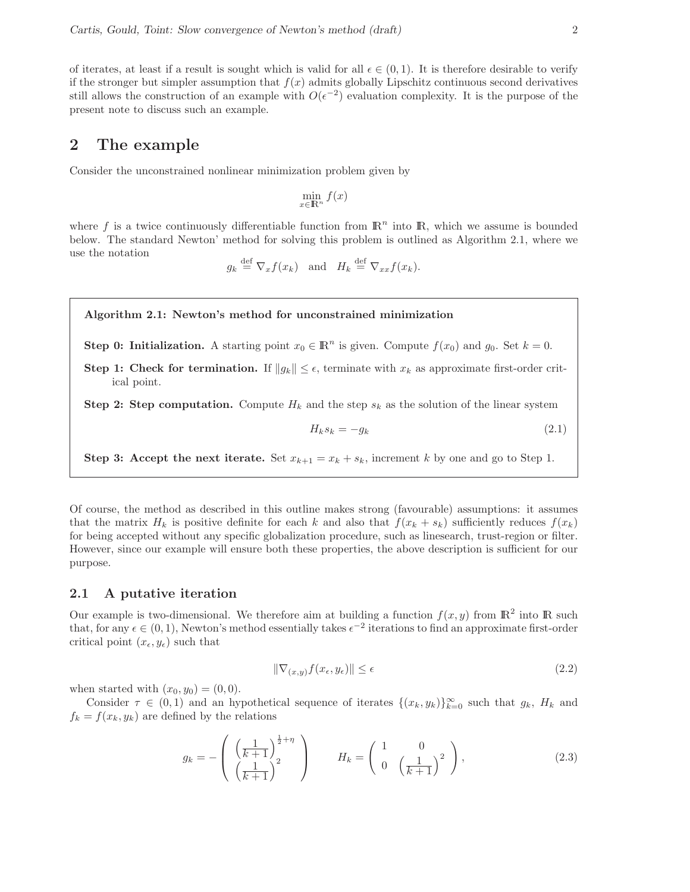of iterates, at least if a result is sought which is valid for all $\epsilon \in (0,1)$. It is therefore desirable to verify if the stronger but simpler assumption that $f(x)$ admits globally Lipschitz continuous second derivatives still allows the construction of an example with $O(\epsilon^{-2})$ evaluation complexity. It is the purpose of the present note to discuss such an example.

## 2 The example

Consider the unconstrained nonlinear minimization problem given by

$$\min_{x \in \mathbb{R}^n} f(x)$$

where $f$ is a twice continuously differentiable function from $\mathbb{R}^n$ into $\mathbb{R}$, which we assume is bounded below. The standard Newton' method for solving this problem is outlined as Algorithm 2.1, where we use the notation

$$g_k \stackrel{\text{def}}{=} \nabla_x f(x_k) \quad \text{and} \quad H_k \stackrel{\text{def}}{=} \nabla_{xx} f(x_k).$$

**Algorithm 2.1: Newton's method for unconstrained minimization**

**Step 0: Initialization.** A starting point $x_0 \in \mathbb{R}^n$ is given. Compute $f(x_0)$ and $g_0$. Set $k = 0$.

**Step 1: Check for termination.** If $\|g_k\| \le \epsilon$, terminate with $x_k$ as approximate first-order critical point.

**Step 2: Step computation.** Compute $H_k$ and the step $s_k$ as the solution of the linear system

$$H_k s_k = -g_k \tag{2.1}$$

**Step 3: Accept the next iterate.** Set $x_{k+1} = x_k + s_k$, increment $k$ by one and go to Step 1.

Of course, the method as described in this outline makes strong (favourable) assumptions: it assumes that the matrix $H_k$ is positive definite for each $k$ and also that $f(x_k + s_k)$ sufficiently reduces $f(x_k)$ for being accepted without any specific globalization procedure, such as linesearch, trust-region or filter. However, since our example will ensure both these properties, the above description is sufficient for our purpose.

### 2.1 A putative iteration

Our example is two-dimensional. We therefore aim at building a function $f(x,y)$ from $\mathbb{R}^2$ into $\mathbb{R}$ such that, for any $\epsilon \in (0,1)$, Newton's method essentially takes $\epsilon^{-2}$ iterations to find an approximate first-order critical point $(x_\epsilon, y_\epsilon)$ such that

$$\|\nabla_{(x,y)} f(x_\epsilon, y_\epsilon)\| \le \epsilon \tag{2.2}$$

when started with $(x_0, y_0) = (0,0)$.

Consider $\tau \in (0,1)$ and an hypothetical sequence of iterates $\{(x_k, y_k)\}_{k=0}^{\infty}$ such that $g_k$, $H_k$ and $f_k = f(x_k, y_k)$ are defined by the relations

$$g_k = -\begin{pmatrix} \left(\frac{1}{k+1}\right)^{\frac{1}{2}+\eta} \\ \left(\frac{1}{k+1}\right)^2 \end{pmatrix} \qquad H_k = \begin{pmatrix} 1 & 0 \\ 0 & \left(\frac{1}{k+1}\right)^2 \end{pmatrix}, \tag{2.3}$$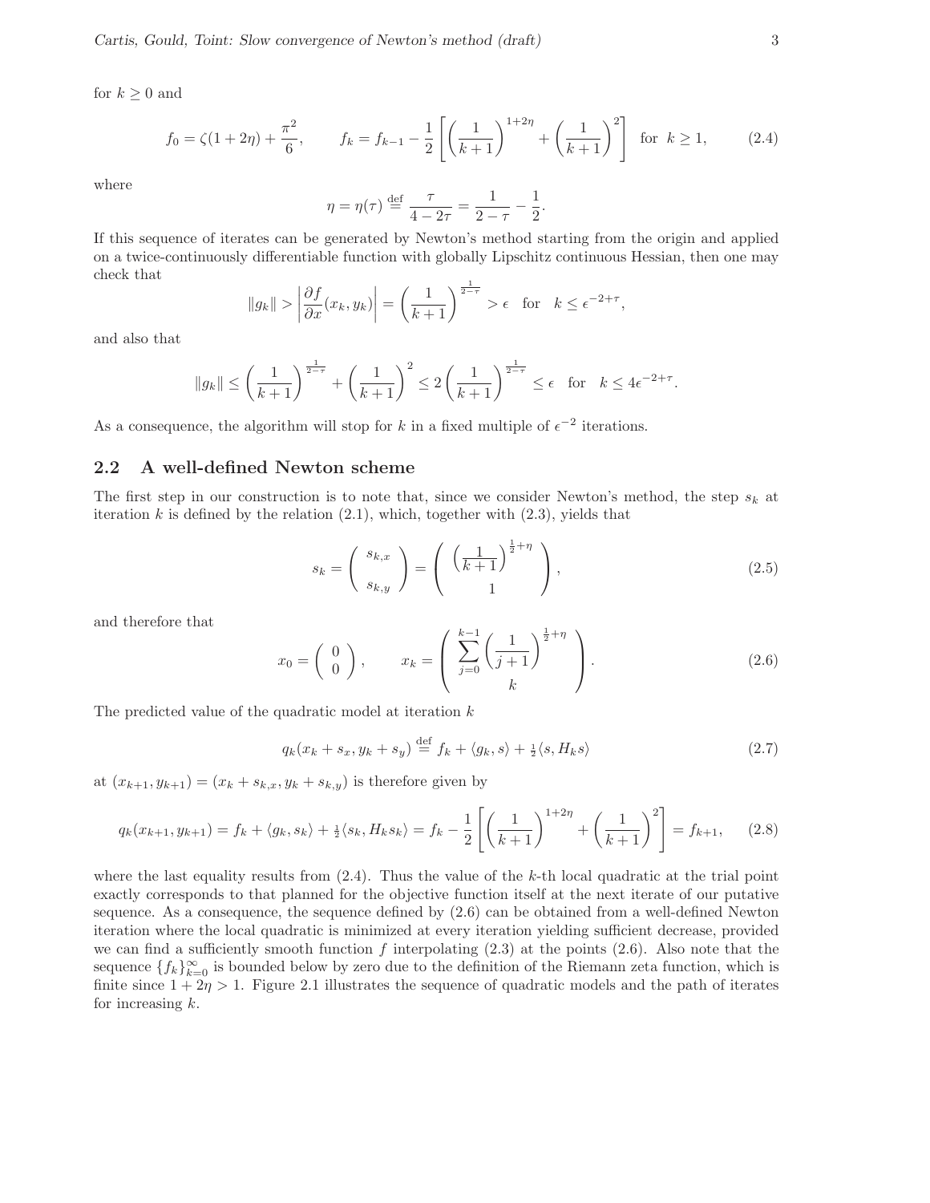for $k \geq 0$ and

$$f_0 = \zeta(1+2\eta) + \frac{\pi^2}{6}, \qquad f_k = f_{k-1} - \frac{1}{2}\left[\left(\frac{1}{k+1}\right)^{1+2\eta} + \left(\frac{1}{k+1}\right)^2\right] \;\text{ for }\; k \geq 1, \tag{2.4}$$

where

$$\eta = \eta(\tau) \stackrel{\text{def}}{=} \frac{\tau}{4-2\tau} = \frac{1}{2-\tau} - \frac{1}{2}.$$

If this sequence of iterates can be generated by Newton's method starting from the origin and applied on a twice-continuously differentiable function with globally Lipschitz continuous Hessian, then one may check that

$$\|g_k\| > \left|\frac{\partial f}{\partial x}(x_k, y_k)\right| = \left(\frac{1}{k+1}\right)^{\frac{1}{2-\tau}} > \epsilon \quad \text{for} \quad k \leq \epsilon^{-2+\tau},$$

and also that

$$\|g_k\| \leq \left(\frac{1}{k+1}\right)^{\frac{1}{2-\tau}} + \left(\frac{1}{k+1}\right)^2 \leq 2\left(\frac{1}{k+1}\right)^{\frac{1}{2-\tau}} \leq \epsilon \quad \text{for} \quad k \leq 4\epsilon^{-2+\tau}.$$

As a consequence, the algorithm will stop for $k$ in a fixed multiple of $\epsilon^{-2}$ iterations.

## 2.2 A well-defined Newton scheme

The first step in our construction is to note that, since we consider Newton's method, the step $s_k$ at iteration $k$ is defined by the relation (2.1), which, together with (2.3), yields that

$$s_k = \begin{pmatrix} s_{k,x} \\ s_{k,y} \end{pmatrix} = \begin{pmatrix} \left(\frac{1}{k+1}\right)^{\frac{1}{2}+\eta} \\ 1 \end{pmatrix}, \tag{2.5}$$

and therefore that

$$x_0 = \begin{pmatrix} 0 \\ 0 \end{pmatrix}, \qquad x_k = \begin{pmatrix} \displaystyle\sum_{j=0}^{k-1} \left(\frac{1}{j+1}\right)^{\frac{1}{2}+\eta} \\ k \end{pmatrix}. \tag{2.6}$$

The predicted value of the quadratic model at iteration $k$

$$q_k(x_k + s_x, y_k + s_y) \stackrel{\text{def}}{=} f_k + \langle g_k, s\rangle + \tfrac{1}{2}\langle s, H_k s\rangle \tag{2.7}$$

at $(x_{k+1}, y_{k+1}) = (x_k + s_{k,x}, y_k + s_{k,y})$ is therefore given by

$$q_k(x_{k+1}, y_{k+1}) = f_k + \langle g_k, s_k\rangle + \tfrac{1}{2}\langle s_k, H_k s_k\rangle = f_k - \frac{1}{2}\left[\left(\frac{1}{k+1}\right)^{1+2\eta} + \left(\frac{1}{k+1}\right)^2\right] = f_{k+1}, \tag{2.8}$$

where the last equality results from (2.4). Thus the value of the $k$-th local quadratic at the trial point exactly corresponds to that planned for the objective function itself at the next iterate of our putative sequence. As a consequence, the sequence defined by (2.6) can be obtained from a well-defined Newton iteration where the local quadratic is minimized at every iteration yielding sufficient decrease, provided we can find a sufficiently smooth function $f$ interpolating (2.3) at the points (2.6). Also note that the sequence $\{f_k\}_{k=0}^{\infty}$ is bounded below by zero due to the definition of the Riemann zeta function, which is finite since $1+2\eta > 1$. Figure 2.1 illustrates the sequence of quadratic models and the path of iterates for increasing $k$.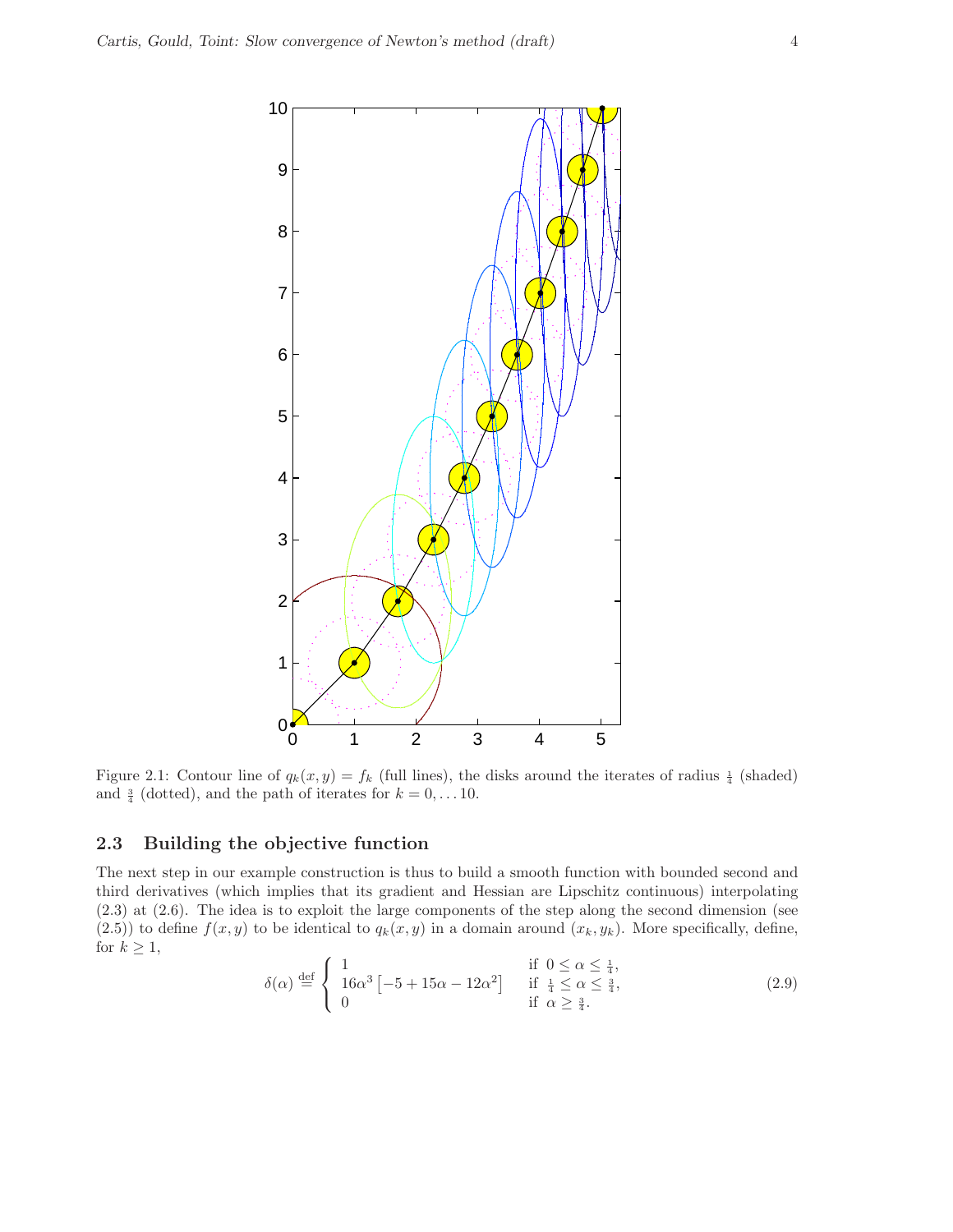Figure 2.1: Contour line of $q_k(x, y) = f_k$ (full lines), the disks around the iterates of radius $\frac{1}{4}$ (shaded) and $\frac{3}{4}$ (dotted), and the path of iterates for $k = 0, \ldots 10$.

### 2.3 Building the objective function

The next step in our example construction is thus to build a smooth function with bounded second and third derivatives (which implies that its gradient and Hessian are Lipschitz continuous) interpolating (2.3) at (2.6). The idea is to exploit the large components of the step along the second dimension (see (2.5)) to define $f(x, y)$ to be identical to $q_k(x, y)$ in a domain around $(x_k, y_k)$. More specifically, define, for $k \geq 1$,

$$\delta(\alpha) \stackrel{\rm def}{=} \begin{cases} 1 & \text{if } 0 \leq \alpha \leq \frac{1}{4}, \\ 16\alpha^3 \left[-5 + 15\alpha - 12\alpha^2\right] & \text{if } \frac{1}{4} \leq \alpha \leq \frac{3}{4}, \\ 0 & \text{if } \alpha \geq \frac{3}{4}. \end{cases} \tag{2.9}$$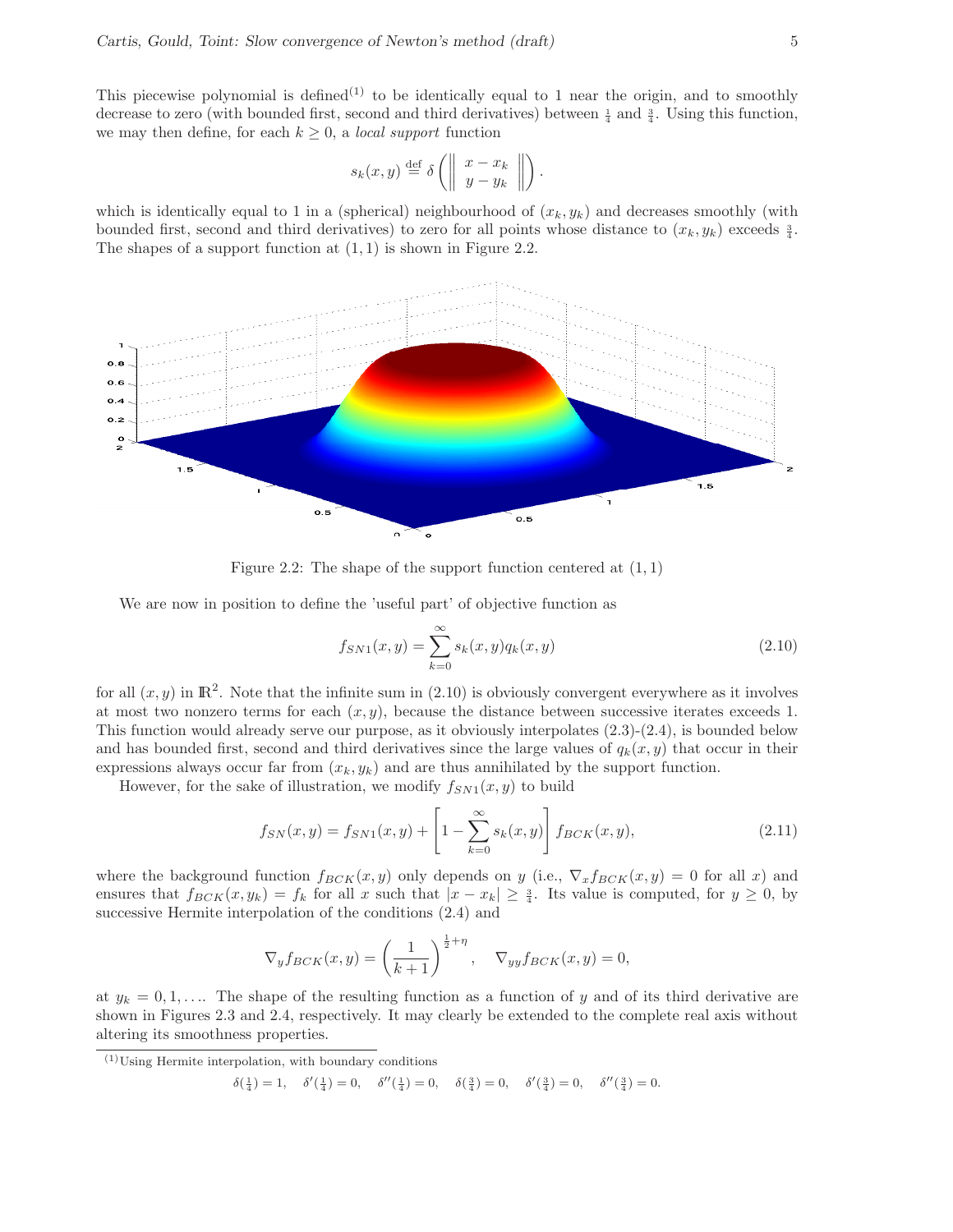This piecewise polynomial is defined[(1)] to be identically equal to 1 near the origin, and to smoothly decrease to zero (with bounded first, second and third derivatives) between $\frac{1}{4}$ and $\frac{3}{4}$. Using this function, we may then define, for each $k \geq 0$, a *local support* function

$$s_k(x,y) \stackrel{\text{def}}{=} \delta\left( \left\| \begin{array}{c} x - x_k \\ y - y_k \end{array} \right\| \right).$$

which is identically equal to 1 in a (spherical) neighbourhood of $(x_k, y_k)$ and decreases smoothly (with bounded first, second and third derivatives) to zero for all points whose distance to $(x_k, y_k)$ exceeds $\frac{3}{4}$. The shapes of a support function at $(1,1)$ is shown in Figure 2.2.

Figure 2.2: The shape of the support function centered at $(1,1)$

We are now in position to define the 'useful part' of objective function as

$$f_{SN1}(x,y) = \sum_{k=0}^{\infty} s_k(x,y) q_k(x,y) \tag{2.10}$$

for all $(x,y)$ in $\mathbb{R}^2$. Note that the infinite sum in (2.10) is obviously convergent everywhere as it involves at most two nonzero terms for each $(x,y)$, because the distance between successive iterates exceeds 1. This function would already serve our purpose, as it obviously interpolates (2.3)-(2.4), is bounded below and has bounded first, second and third derivatives since the large values of $q_k(x,y)$ that occur in their expressions always occur far from $(x_k, y_k)$ and are thus annihilated by the support function.

However, for the sake of illustration, we modify $f_{SN1}(x,y)$ to build

$$f_{SN}(x,y) = f_{SN1}(x,y) + \left[ 1 - \sum_{k=0}^{\infty} s_k(x,y) \right] f_{BCK}(x,y), \tag{2.11}$$

where the background function $f_{BCK}(x,y)$ only depends on $y$ (i.e., $\nabla_x f_{BCK}(x,y) = 0$ for all $x$) and ensures that $f_{BCK}(x, y_k) = f_k$ for all $x$ such that $|x - x_k| \geq \frac{3}{4}$. Its value is computed, for $y \geq 0$, by successive Hermite interpolation of the conditions (2.4) and

$$\nabla_y f_{BCK}(x,y) = \left( \frac{1}{k+1} \right)^{\frac{1}{2}+\eta}, \quad \nabla_{yy} f_{BCK}(x,y) = 0,$$

at $y_k = 0, 1, \ldots$. The shape of the resulting function as a function of $y$ and of its third derivative are shown in Figures 2.3 and 2.4, respectively. It may clearly be extended to the complete real axis without altering its smoothness properties.

---

[(1)] Using Hermite interpolation, with boundary conditions

$$\delta(\tfrac{1}{4}) = 1, \quad \delta'(\tfrac{1}{4}) = 0, \quad \delta''(\tfrac{1}{4}) = 0, \quad \delta(\tfrac{3}{4}) = 0, \quad \delta'(\tfrac{3}{4}) = 0, \quad \delta''(\tfrac{3}{4}) = 0.$$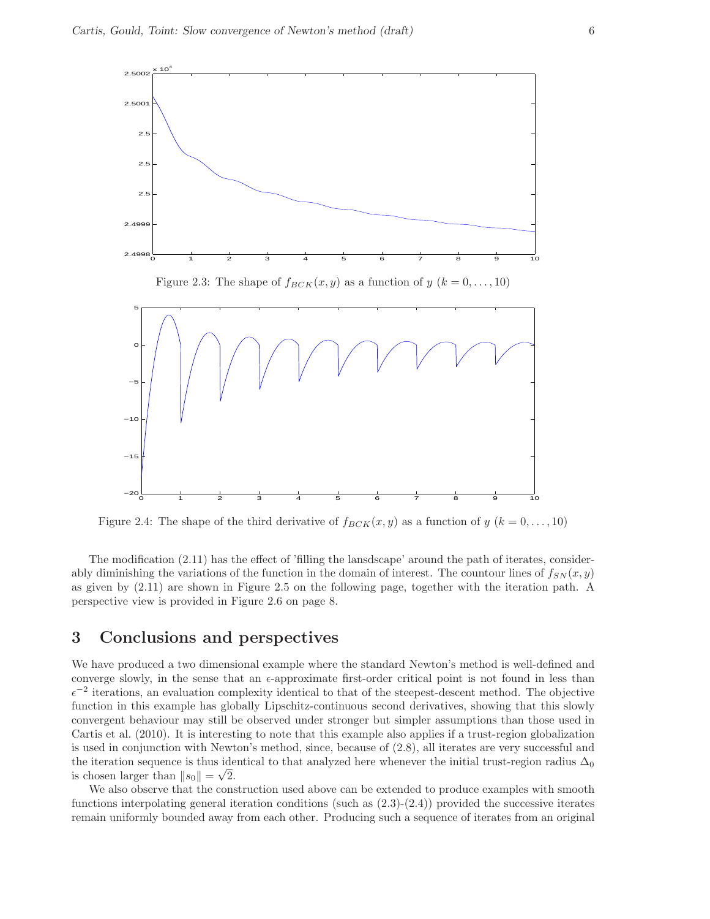Figure 2.3: The shape of $f_{BCK}(x, y)$ as a function of $y$ $(k = 0, \ldots, 10)$

Figure 2.4: The shape of the third derivative of $f_{BCK}(x, y)$ as a function of $y$ $(k = 0, \ldots, 10)$

The modification (2.11) has the effect of 'filling the lansdscape' around the path of iterates, considerably diminishing the variations of the function in the domain of interest. The countour lines of $f_{SN}(x, y)$ as given by (2.11) are shown in Figure 2.5 on the following page, together with the iteration path. A perspective view is provided in Figure 2.6 on page 8.

## 3 Conclusions and perspectives

We have produced a two dimensional example where the standard Newton's method is well-defined and converge slowly, in the sense that an $\epsilon$-approximate first-order critical point is not found in less than $\epsilon^{-2}$ iterations, an evaluation complexity identical to that of the steepest-descent method. The objective function in this example has globally Lipschitz-continuous second derivatives, showing that this slowly convergent behaviour may still be observed under stronger but simpler assumptions than those used in Cartis et al. (2010). It is interesting to note that this example also applies if a trust-region globalization is used in conjunction with Newton's method, since, because of (2.8), all iterates are very successful and the iteration sequence is thus identical to that analyzed here whenever the initial trust-region radius $\Delta_0$ is chosen larger than $\|s_0\| = \sqrt{2}$.

We also observe that the construction used above can be extended to produce examples with smooth functions interpolating general iteration conditions (such as (2.3)-(2.4)) provided the successive iterates remain uniformly bounded away from each other. Producing such a sequence of iterates from an original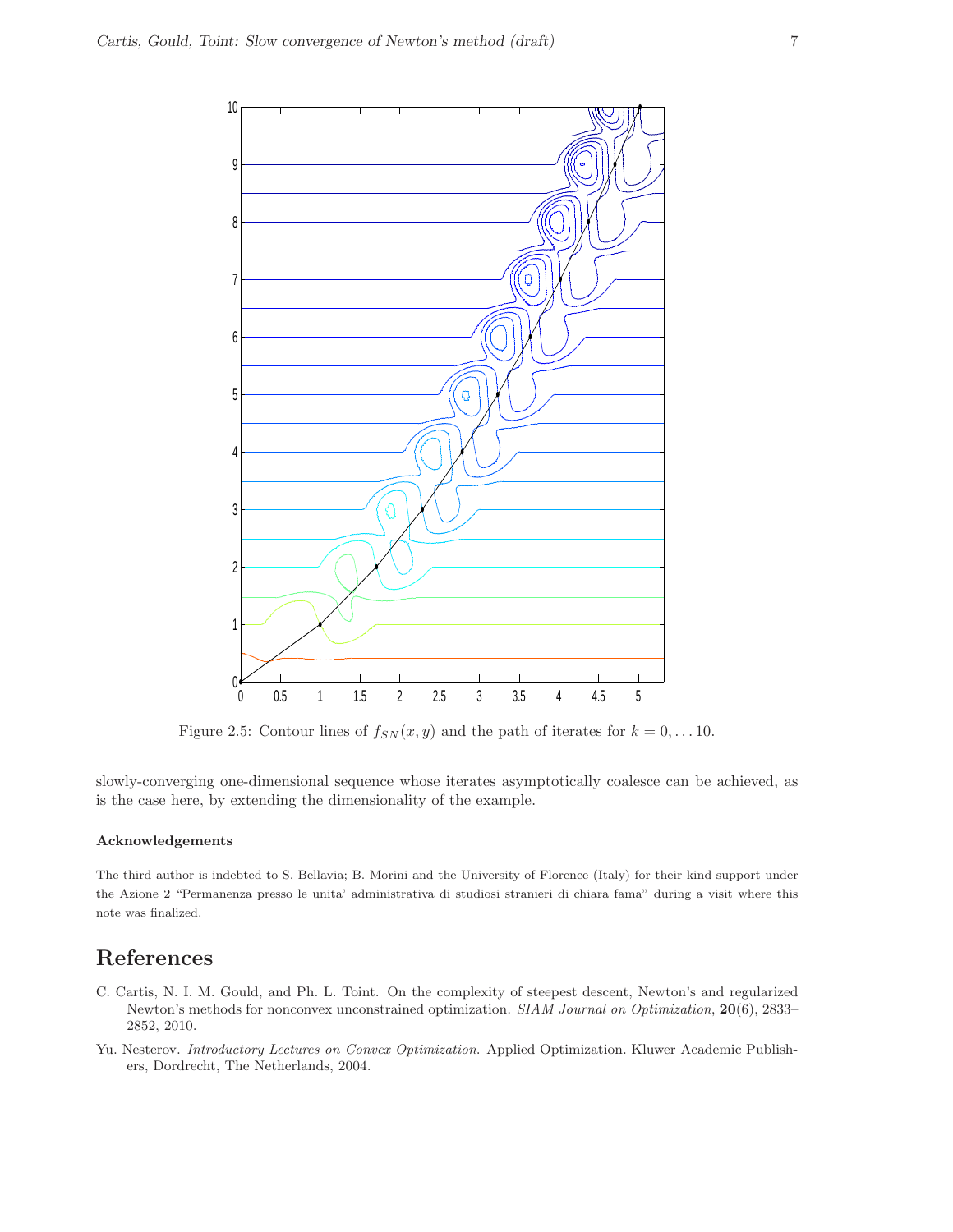Figure 2.5: Contour lines of $f_{SN}(x, y)$ and the path of iterates for $k = 0, \ldots 10$.

slowly-converging one-dimensional sequence whose iterates asymptotically coalesce can be achieved, as is the case here, by extending the dimensionality of the example.

#### Acknowledgements

The third author is indebted to S. Bellavia; B. Morini and the University of Florence (Italy) for their kind support under the Azione 2 "Permanenza presso le unita' administrativa di studiosi stranieri di chiara fama" during a visit where this note was finalized.

## References

C. Cartis, N. I. M. Gould, and Ph. L. Toint. On the complexity of steepest descent, Newton's and regularized Newton's methods for nonconvex unconstrained optimization. *SIAM Journal on Optimization*, **20**(6), 2833–2852, 2010.

Yu. Nesterov. *Introductory Lectures on Convex Optimization*. Applied Optimization. Kluwer Academic Publishers, Dordrecht, The Netherlands, 2004.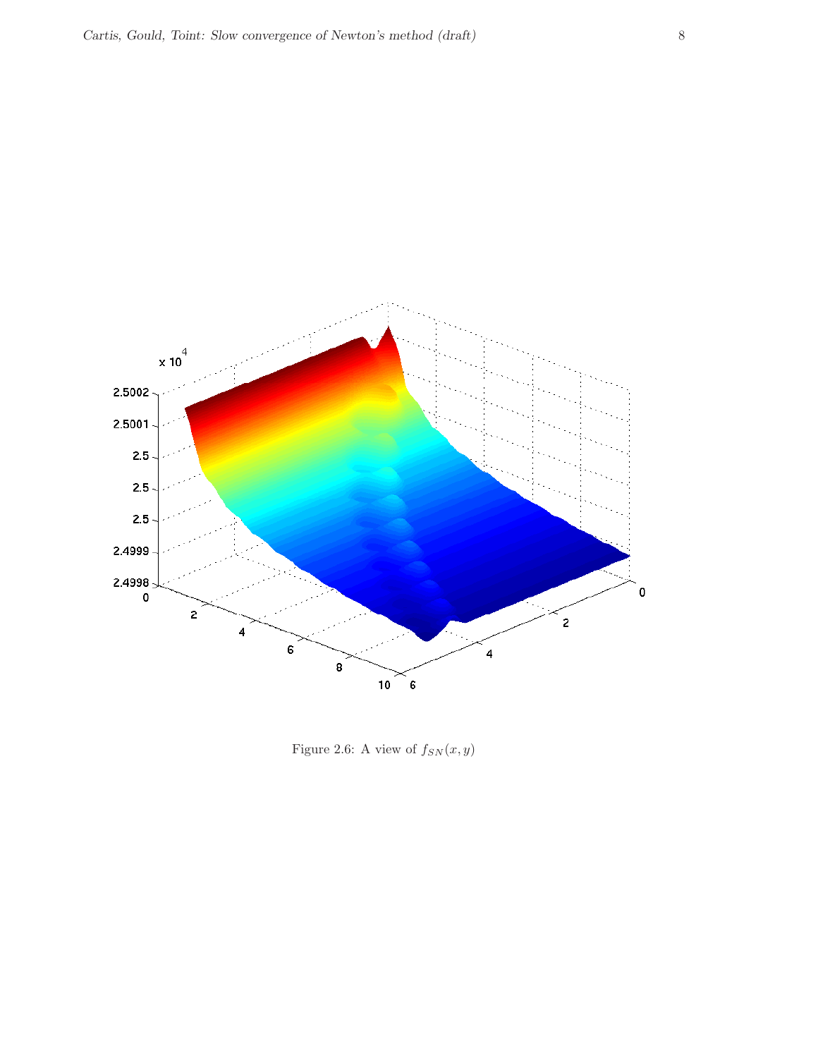x 10^4

2.5002

2.5001

2.5

2.5

2.5

2.4999

2.4998

0

2

4

6

8

10

6

4

2

0

Figure 2.6: A view of $f_{SN}(x, y)$